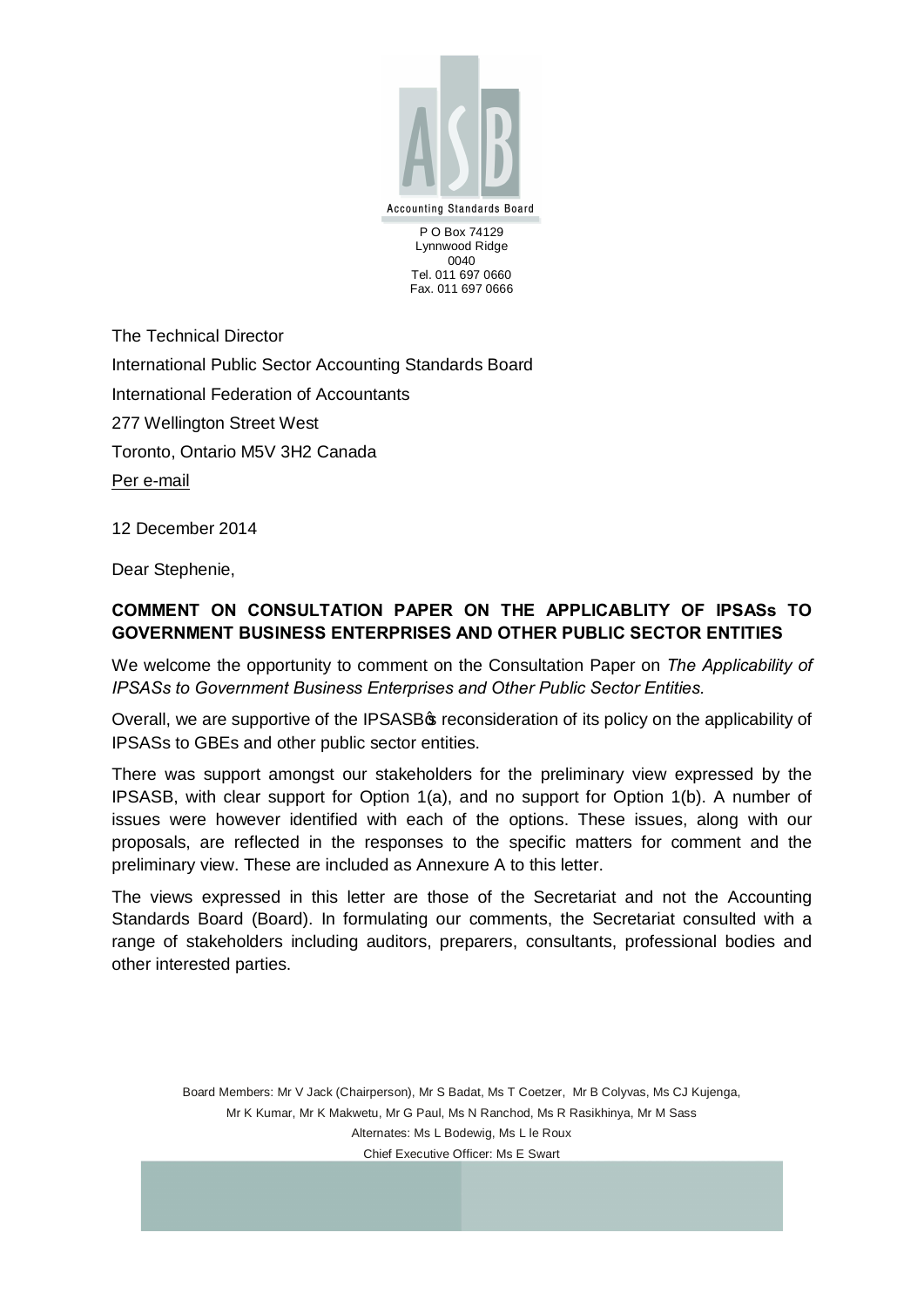Accounting Standards Board

P O Box 74129
Lynnwood Ridge
0040
Tel. 011 697 0660
Fax. 011 697 0666

The Technical Director
International Public Sector Accounting Standards Board
International Federation of Accountants
277 Wellington Street West
Toronto, Ontario M5V 3H2 Canada
Per e-mail

12 December 2014

Dear Stephenie,

**COMMENT ON CONSULTATION PAPER ON THE APPLICABLITY OF IPSASs TO GOVERNMENT BUSINESS ENTERPRISES AND OTHER PUBLIC SECTOR ENTITIES**

We welcome the opportunity to comment on the Consultation Paper on *The Applicability of IPSASs to Government Business Enterprises and Other Public Sector Entities.*

Overall, we are supportive of the IPSASB's reconsideration of its policy on the applicability of IPSASs to GBEs and other public sector entities.

There was support amongst our stakeholders for the preliminary view expressed by the IPSASB, with clear support for Option 1(a), and no support for Option 1(b). A number of issues were however identified with each of the options. These issues, along with our proposals, are reflected in the responses to the specific matters for comment and the preliminary view. These are included as Annexure A to this letter.

The views expressed in this letter are those of the Secretariat and not the Accounting Standards Board (Board). In formulating our comments, the Secretariat consulted with a range of stakeholders including auditors, preparers, consultants, professional bodies and other interested parties.

Board Members: Mr V Jack (Chairperson), Mr S Badat, Ms T Coetzer, Mr B Colyvas, Ms CJ Kujenga, Mr K Kumar, Mr K Makwetu, Mr G Paul, Ms N Ranchod, Ms R Rasikhinya, Mr M Sass
Alternates: Ms L Bodewig, Ms L le Roux
Chief Executive Officer: Ms E Swart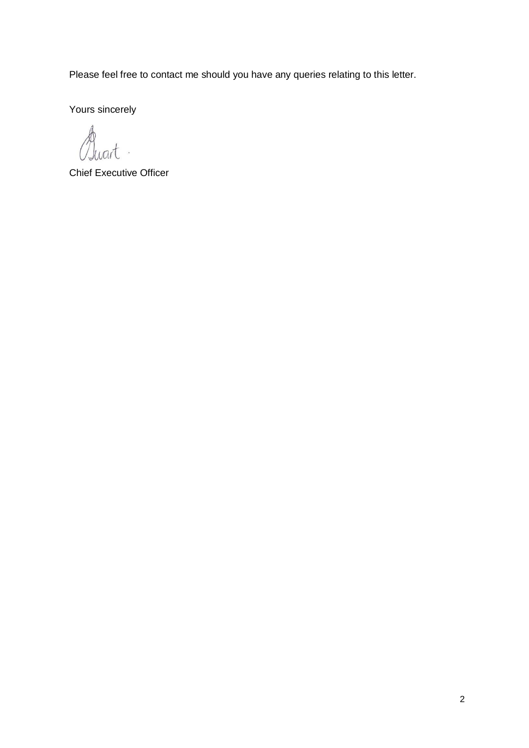Please feel free to contact me should you have any queries relating to this letter.

Yours sincerely

Stuart .

Chief Executive Officer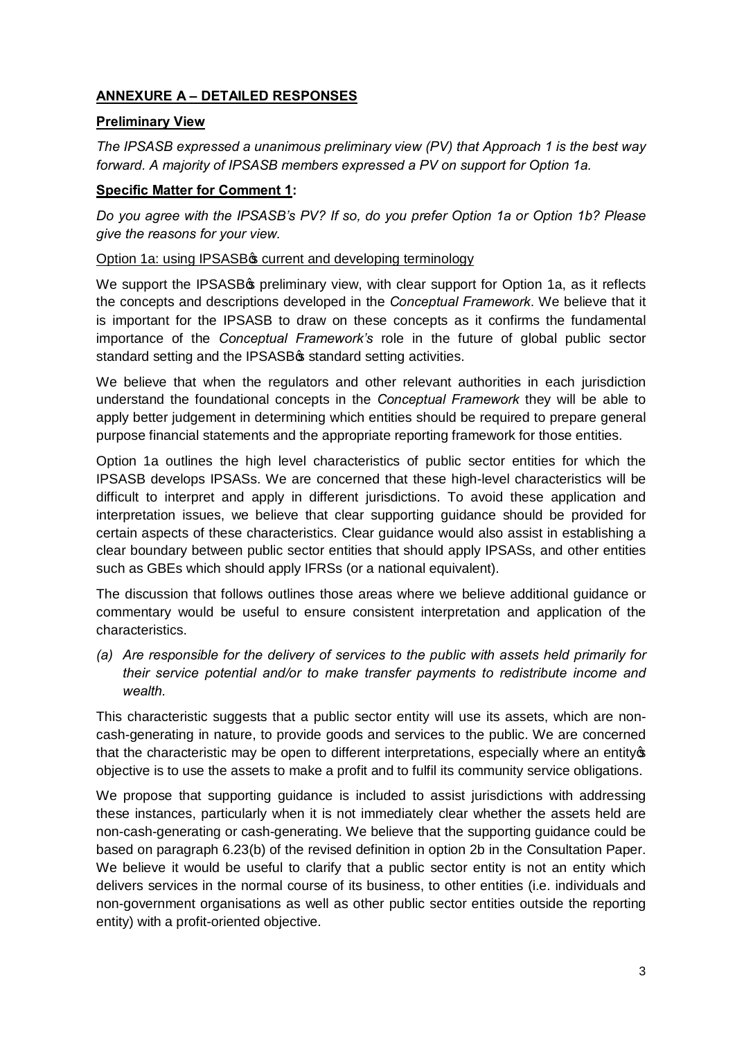## **ANNEXURE A – DETAILED RESPONSES**

**Preliminary View**

*The IPSASB expressed a unanimous preliminary view (PV) that Approach 1 is the best way forward. A majority of IPSASB members expressed a PV on support for Option 1a.*

**Specific Matter for Comment 1:**

*Do you agree with the IPSASB's PV? If so, do you prefer Option 1a or Option 1b? Please give the reasons for your view.*

Option 1a: using IPSASB's current and developing terminology

We support the IPSASB's preliminary view, with clear support for Option 1a, as it reflects the concepts and descriptions developed in the *Conceptual Framework*. We believe that it is important for the IPSASB to draw on these concepts as it confirms the fundamental importance of the *Conceptual Framework's* role in the future of global public sector standard setting and the IPSASB's standard setting activities.

We believe that when the regulators and other relevant authorities in each jurisdiction understand the foundational concepts in the *Conceptual Framework* they will be able to apply better judgement in determining which entities should be required to prepare general purpose financial statements and the appropriate reporting framework for those entities.

Option 1a outlines the high level characteristics of public sector entities for which the IPSASB develops IPSASs. We are concerned that these high-level characteristics will be difficult to interpret and apply in different jurisdictions. To avoid these application and interpretation issues, we believe that clear supporting guidance should be provided for certain aspects of these characteristics. Clear guidance would also assist in establishing a clear boundary between public sector entities that should apply IPSASs, and other entities such as GBEs which should apply IFRSs (or a national equivalent).

The discussion that follows outlines those areas where we believe additional guidance or commentary would be useful to ensure consistent interpretation and application of the characteristics.

*(a) Are responsible for the delivery of services to the public with assets held primarily for their service potential and/or to make transfer payments to redistribute income and wealth.*

This characteristic suggests that a public sector entity will use its assets, which are non-cash-generating in nature, to provide goods and services to the public. We are concerned that the characteristic may be open to different interpretations, especially where an entity's objective is to use the assets to make a profit and to fulfil its community service obligations.

We propose that supporting guidance is included to assist jurisdictions with addressing these instances, particularly when it is not immediately clear whether the assets held are non-cash-generating or cash-generating. We believe that the supporting guidance could be based on paragraph 6.23(b) of the revised definition in option 2b in the Consultation Paper. We believe it would be useful to clarify that a public sector entity is not an entity which delivers services in the normal course of its business, to other entities (i.e. individuals and non-government organisations as well as other public sector entities outside the reporting entity) with a profit-oriented objective.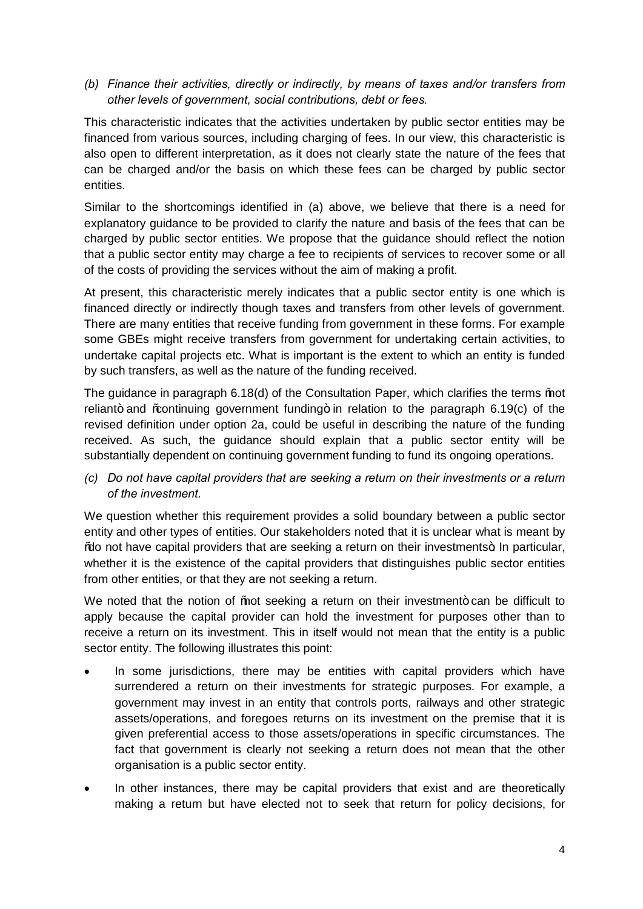*(b) Finance their activities, directly or indirectly, by means of taxes and/or transfers from other levels of government, social contributions, debt or fees.*

This characteristic indicates that the activities undertaken by public sector entities may be financed from various sources, including charging of fees. In our view, this characteristic is also open to different interpretation, as it does not clearly state the nature of the fees that can be charged and/or the basis on which these fees can be charged by public sector entities.

Similar to the shortcomings identified in (a) above, we believe that there is a need for explanatory guidance to be provided to clarify the nature and basis of the fees that can be charged by public sector entities. We propose that the guidance should reflect the notion that a public sector entity may charge a fee to recipients of services to recover some or all of the costs of providing the services without the aim of making a profit.

At present, this characteristic merely indicates that a public sector entity is one which is financed directly or indirectly though taxes and transfers from other levels of government. There are many entities that receive funding from government in these forms. For example some GBEs might receive transfers from government for undertaking certain activities, to undertake capital projects etc. What is important is the extent to which an entity is funded by such transfers, as well as the nature of the funding received.

The guidance in paragraph 6.18(d) of the Consultation Paper, which clarifies the terms "not reliant" and "continuing government funding" in relation to the paragraph 6.19(c) of the revised definition under option 2a, could be useful in describing the nature of the funding received. As such, the guidance should explain that a public sector entity will be substantially dependent on continuing government funding to fund its ongoing operations.

*(c) Do not have capital providers that are seeking a return on their investments or a return of the investment.*

We question whether this requirement provides a solid boundary between a public sector entity and other types of entities. Our stakeholders noted that it is unclear what is meant by "do not have capital providers that are seeking a return on their investments". In particular, whether it is the existence of the capital providers that distinguishes public sector entities from other entities, or that they are not seeking a return.

We noted that the notion of "not seeking a return on their investment" can be difficult to apply because the capital provider can hold the investment for purposes other than to receive a return on its investment. This in itself would not mean that the entity is a public sector entity. The following illustrates this point:

- In some jurisdictions, there may be entities with capital providers which have surrendered a return on their investments for strategic purposes. For example, a government may invest in an entity that controls ports, railways and other strategic assets/operations, and foregoes returns on its investment on the premise that it is given preferential access to those assets/operations in specific circumstances. The fact that government is clearly not seeking a return does not mean that the other organisation is a public sector entity.
- In other instances, there may be capital providers that exist and are theoretically making a return but have elected not to seek that return for policy decisions, for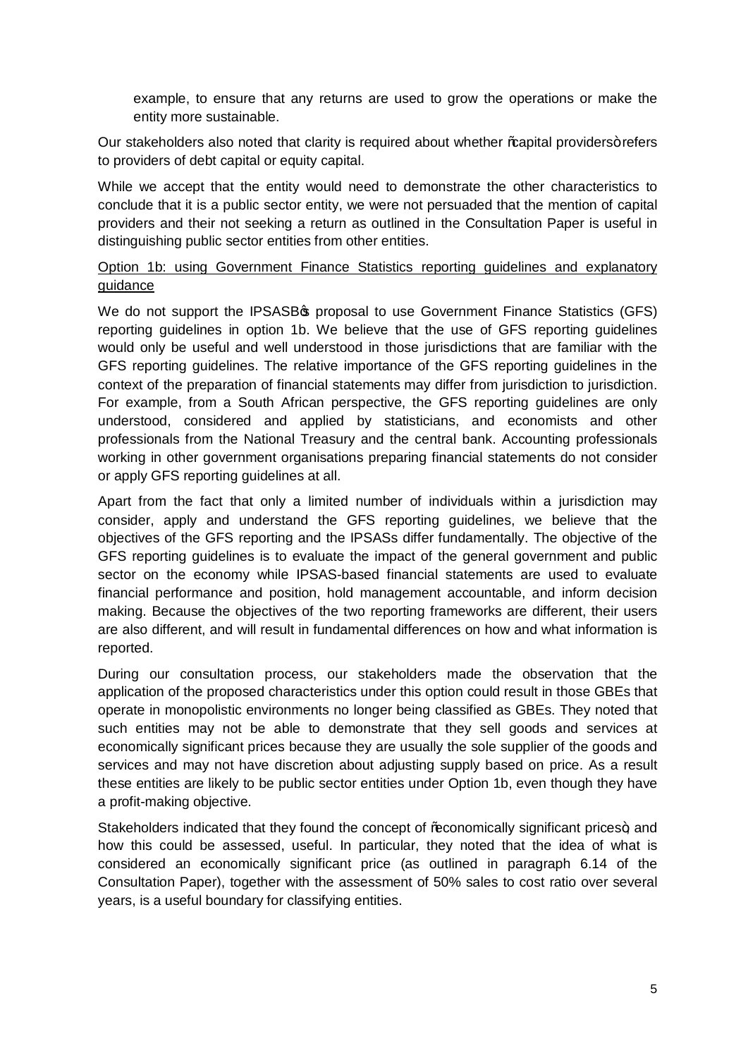example, to ensure that any returns are used to grow the operations or make the entity more sustainable.

Our stakeholders also noted that clarity is required about whether "capital providers" refers to providers of debt capital or equity capital.

While we accept that the entity would need to demonstrate the other characteristics to conclude that it is a public sector entity, we were not persuaded that the mention of capital providers and their not seeking a return as outlined in the Consultation Paper is useful in distinguishing public sector entities from other entities.

<u>Option 1b: using Government Finance Statistics reporting guidelines and explanatory guidance</u>

We do not support the IPSASB's proposal to use Government Finance Statistics (GFS) reporting guidelines in option 1b. We believe that the use of GFS reporting guidelines would only be useful and well understood in those jurisdictions that are familiar with the GFS reporting guidelines. The relative importance of the GFS reporting guidelines in the context of the preparation of financial statements may differ from jurisdiction to jurisdiction. For example, from a South African perspective, the GFS reporting guidelines are only understood, considered and applied by statisticians, and economists and other professionals from the National Treasury and the central bank. Accounting professionals working in other government organisations preparing financial statements do not consider or apply GFS reporting guidelines at all.

Apart from the fact that only a limited number of individuals within a jurisdiction may consider, apply and understand the GFS reporting guidelines, we believe that the objectives of the GFS reporting and the IPSASs differ fundamentally. The objective of the GFS reporting guidelines is to evaluate the impact of the general government and public sector on the economy while IPSAS-based financial statements are used to evaluate financial performance and position, hold management accountable, and inform decision making. Because the objectives of the two reporting frameworks are different, their users are also different, and will result in fundamental differences on how and what information is reported.

During our consultation process, our stakeholders made the observation that the application of the proposed characteristics under this option could result in those GBEs that operate in monopolistic environments no longer being classified as GBEs. They noted that such entities may not be able to demonstrate that they sell goods and services at economically significant prices because they are usually the sole supplier of the goods and services and may not have discretion about adjusting supply based on price. As a result these entities are likely to be public sector entities under Option 1b, even though they have a profit-making objective.

Stakeholders indicated that they found the concept of "economically significant prices", and how this could be assessed, useful. In particular, they noted that the idea of what is considered an economically significant price (as outlined in paragraph 6.14 of the Consultation Paper), together with the assessment of 50% sales to cost ratio over several years, is a useful boundary for classifying entities.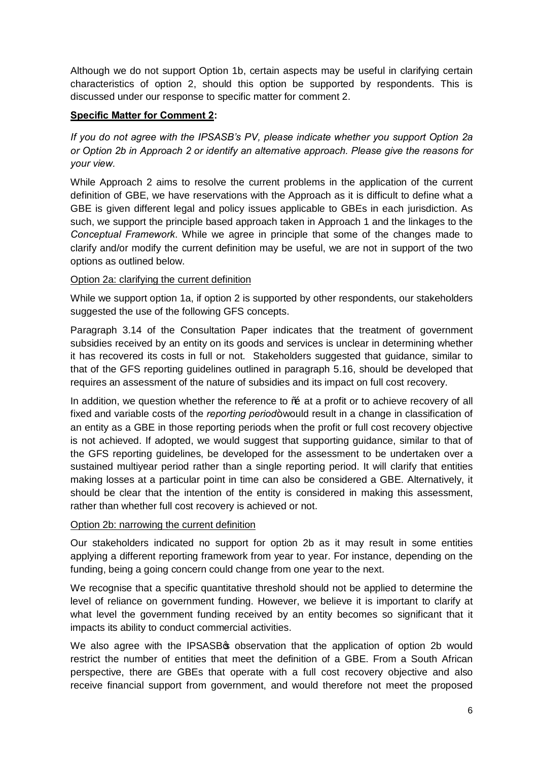Although we do not support Option 1b, certain aspects may be useful in clarifying certain characteristics of option 2, should this option be supported by respondents. This is discussed under our response to specific matter for comment 2.

**Specific Matter for Comment 2:**

*If you do not agree with the IPSASB's PV, please indicate whether you support Option 2a or Option 2b in Approach 2 or identify an alternative approach. Please give the reasons for your view.*

While Approach 2 aims to resolve the current problems in the application of the current definition of GBE, we have reservations with the Approach as it is difficult to define what a GBE is given different legal and policy issues applicable to GBEs in each jurisdiction. As such, we support the principle based approach taken in Approach 1 and the linkages to the *Conceptual Framework*. While we agree in principle that some of the changes made to clarify and/or modify the current definition may be useful, we are not in support of the two options as outlined below.

Option 2a: clarifying the current definition

While we support option 1a, if option 2 is supported by other respondents, our stakeholders suggested the use of the following GFS concepts.

Paragraph 3.14 of the Consultation Paper indicates that the treatment of government subsidies received by an entity on its goods and services is unclear in determining whether it has recovered its costs in full or not. Stakeholders suggested that guidance, similar to that of the GFS reporting guidelines outlined in paragraph 5.16, should be developed that requires an assessment of the nature of subsidies and its impact on full cost recovery.

In addition, we question whether the reference to "… at a profit or to achieve recovery of all fixed and variable costs of the *reporting period*" would result in a change in classification of an entity as a GBE in those reporting periods when the profit or full cost recovery objective is not achieved. If adopted, we would suggest that supporting guidance, similar to that of the GFS reporting guidelines, be developed for the assessment to be undertaken over a sustained multiyear period rather than a single reporting period. It will clarify that entities making losses at a particular point in time can also be considered a GBE. Alternatively, it should be clear that the intention of the entity is considered in making this assessment, rather than whether full cost recovery is achieved or not.

Option 2b: narrowing the current definition

Our stakeholders indicated no support for option 2b as it may result in some entities applying a different reporting framework from year to year. For instance, depending on the funding, being a going concern could change from one year to the next.

We recognise that a specific quantitative threshold should not be applied to determine the level of reliance on government funding. However, we believe it is important to clarify at what level the government funding received by an entity becomes so significant that it impacts its ability to conduct commercial activities.

We also agree with the IPSASB's observation that the application of option 2b would restrict the number of entities that meet the definition of a GBE. From a South African perspective, there are GBEs that operate with a full cost recovery objective and also receive financial support from government, and would therefore not meet the proposed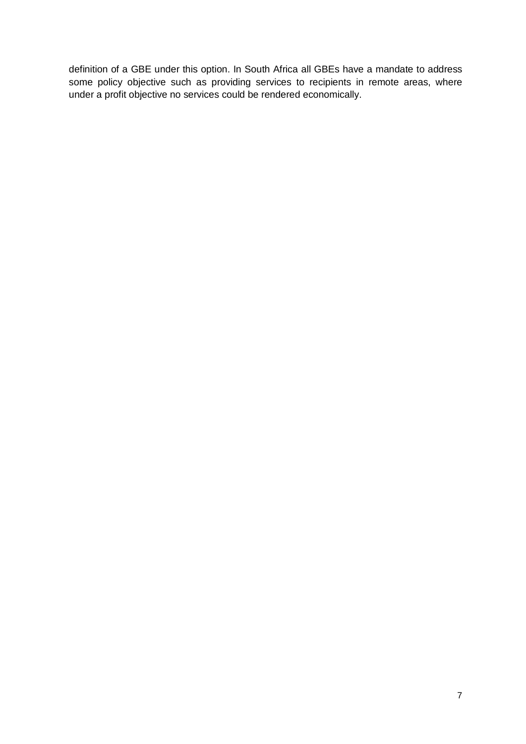definition of a GBE under this option. In South Africa all GBEs have a mandate to address some policy objective such as providing services to recipients in remote areas, where under a profit objective no services could be rendered economically.